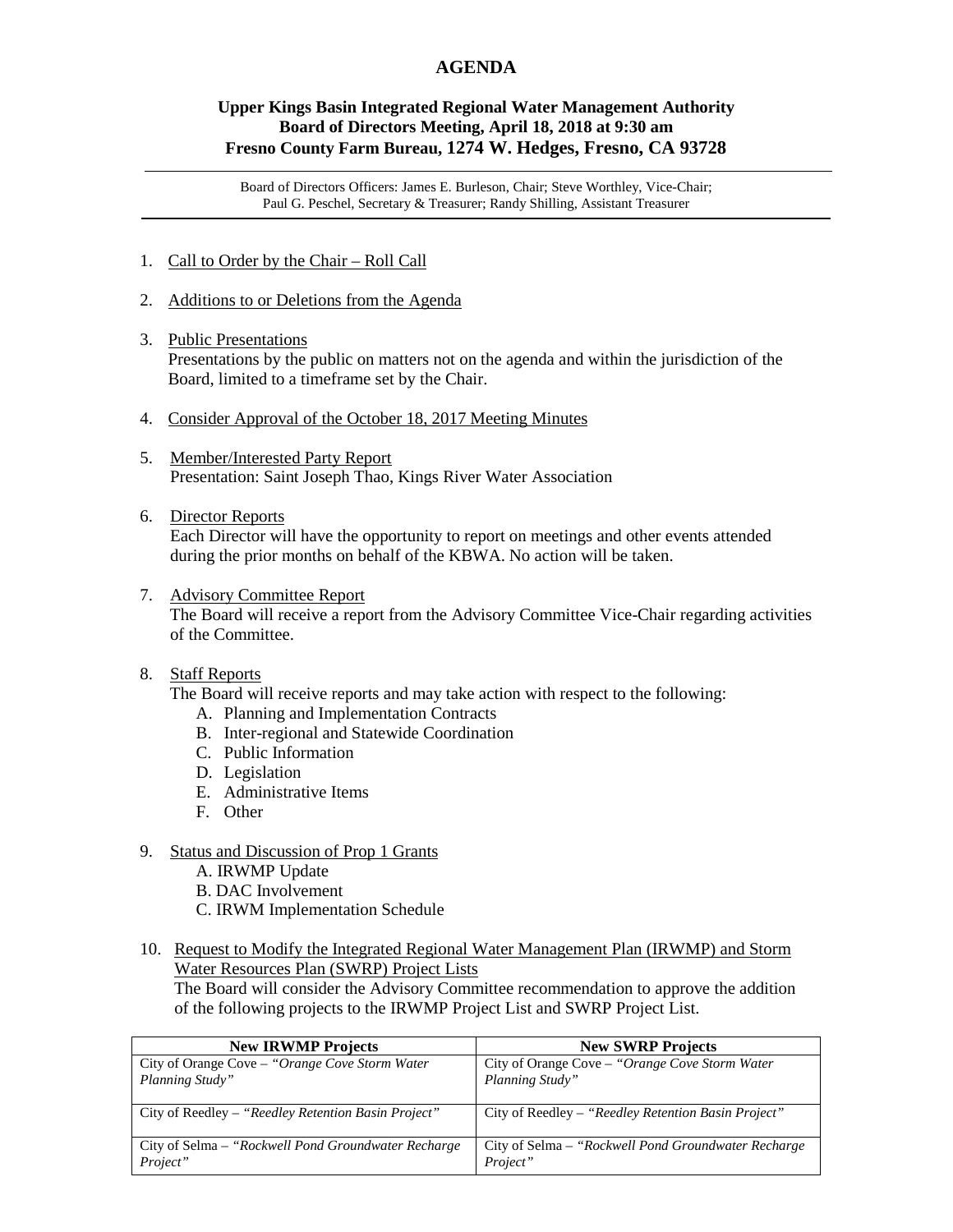# AGENDA

## Upper Kings Basin Integrated Regional Water Management Authority
## Board of Directors Meeting, April 18, 2018 at 9:30 am
## Fresno County Farm Bureau, 1274 W. Hedges, Fresno, CA 93728

---

Board of Directors Officers: James E. Burleson, Chair; Steve Worthley, Vice-Chair; Paul G. Peschel, Secretary & Treasurer; Randy Shilling, Assistant Treasurer

---

1. Call to Order by the Chair – Roll Call

2. Additions to or Deletions from the Agenda

3. Public Presentations
   Presentations by the public on matters not on the agenda and within the jurisdiction of the Board, limited to a timeframe set by the Chair.

4. Consider Approval of the October 18, 2017 Meeting Minutes

5. Member/Interested Party Report
   Presentation: Saint Joseph Thao, Kings River Water Association

6. Director Reports
   Each Director will have the opportunity to report on meetings and other events attended during the prior months on behalf of the KBWA. No action will be taken.

7. Advisory Committee Report
   The Board will receive a report from the Advisory Committee Vice-Chair regarding activities of the Committee.

8. Staff Reports
   The Board will receive reports and may take action with respect to the following:
   - A. Planning and Implementation Contracts
   - B. Inter-regional and Statewide Coordination
   - C. Public Information
   - D. Legislation
   - E. Administrative Items
   - F. Other

9. Status and Discussion of Prop 1 Grants
   - A. IRWMP Update
   - B. DAC Involvement
   - C. IRWM Implementation Schedule

10. Request to Modify the Integrated Regional Water Management Plan (IRWMP) and Storm Water Resources Plan (SWRP) Project Lists
    The Board will consider the Advisory Committee recommendation to approve the addition of the following projects to the IRWMP Project List and SWRP Project List.

| New IRWMP Projects | New SWRP Projects |
|---|---|
| City of Orange Cove – *"Orange Cove Storm Water Planning Study"* | City of Orange Cove – *"Orange Cove Storm Water Planning Study"* |
| City of Reedley – *"Reedley Retention Basin Project"* | City of Reedley – *"Reedley Retention Basin Project"* |
| City of Selma – *"Rockwell Pond Groundwater Recharge Project"* | City of Selma – *"Rockwell Pond Groundwater Recharge Project"* |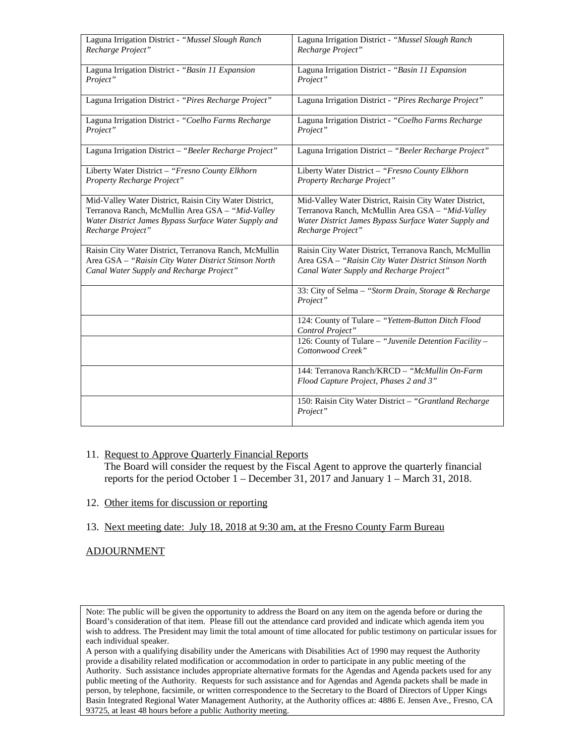| | |
|---|---|
| Laguna Irrigation District - *"Mussel Slough Ranch Recharge Project"* | Laguna Irrigation District - *"Mussel Slough Ranch Recharge Project"* |
| Laguna Irrigation District - *"Basin 11 Expansion Project"* | Laguna Irrigation District - *"Basin 11 Expansion Project"* |
| Laguna Irrigation District - *"Pires Recharge Project"* | Laguna Irrigation District - *"Pires Recharge Project"* |
| Laguna Irrigation District - *"Coelho Farms Recharge Project"* | Laguna Irrigation District - *"Coelho Farms Recharge Project"* |
| Laguna Irrigation District – *"Beeler Recharge Project"* | Laguna Irrigation District – *"Beeler Recharge Project"* |
| Liberty Water District – *"Fresno County Elkhorn Property Recharge Project"* | Liberty Water District – *"Fresno County Elkhorn Property Recharge Project"* |
| Mid-Valley Water District, Raisin City Water District, Terranova Ranch, McMullin Area GSA – *"Mid-Valley Water District James Bypass Surface Water Supply and Recharge Project"* | Mid-Valley Water District, Raisin City Water District, Terranova Ranch, McMullin Area GSA – *"Mid-Valley Water District James Bypass Surface Water Supply and Recharge Project"* |
| Raisin City Water District, Terranova Ranch, McMullin Area GSA – *"Raisin City Water District Stinson North Canal Water Supply and Recharge Project"* | Raisin City Water District, Terranova Ranch, McMullin Area GSA – *"Raisin City Water District Stinson North Canal Water Supply and Recharge Project"* |
| | 33: City of Selma – *"Storm Drain, Storage & Recharge Project"* |
| | 124: County of Tulare – *"Yettem-Button Ditch Flood Control Project"* |
| | 126: County of Tulare – *"Juvenile Detention Facility – Cottonwood Creek"* |
| | 144: Terranova Ranch/KRCD – *"McMullin On-Farm Flood Capture Project, Phases 2 and 3"* |
| | 150: Raisin City Water District – *"Grantland Recharge Project"* |

11. Request to Approve Quarterly Financial Reports
    The Board will consider the request by the Fiscal Agent to approve the quarterly financial reports for the period October 1 – December 31, 2017 and January 1 – March 31, 2018.

12. Other items for discussion or reporting

13. Next meeting date: July 18, 2018 at 9:30 am, at the Fresno County Farm Bureau

ADJOURNMENT

Note: The public will be given the opportunity to address the Board on any item on the agenda before or during the Board's consideration of that item. Please fill out the attendance card provided and indicate which agenda item you wish to address. The President may limit the total amount of time allocated for public testimony on particular issues for each individual speaker.
A person with a qualifying disability under the Americans with Disabilities Act of 1990 may request the Authority provide a disability related modification or accommodation in order to participate in any public meeting of the Authority. Such assistance includes appropriate alternative formats for the Agendas and Agenda packets used for any public meeting of the Authority. Requests for such assistance and for Agendas and Agenda packets shall be made in person, by telephone, facsimile, or written correspondence to the Secretary to the Board of Directors of Upper Kings Basin Integrated Regional Water Management Authority, at the Authority offices at: 4886 E. Jensen Ave., Fresno, CA 93725, at least 48 hours before a public Authority meeting.